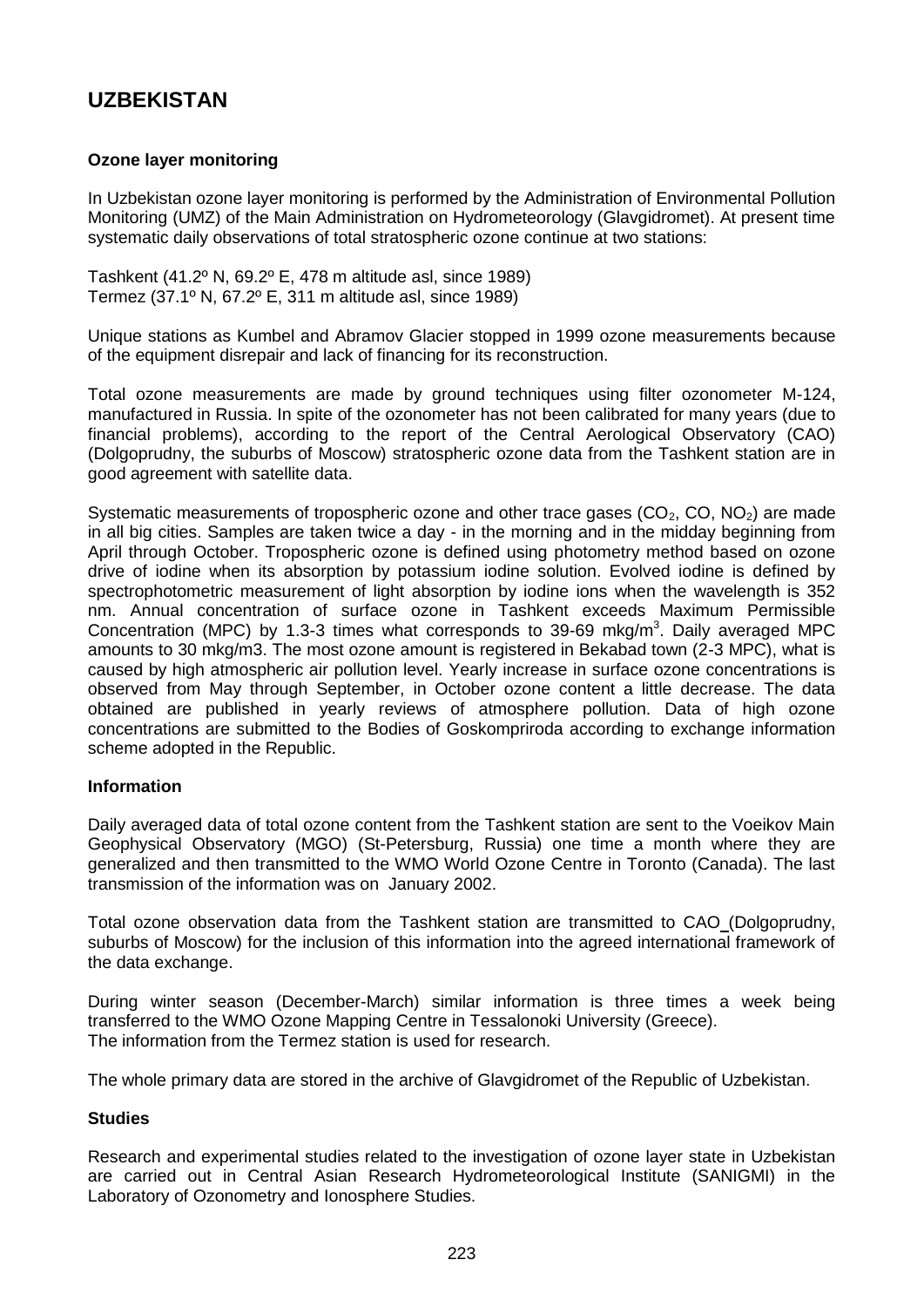# UZBEKISTAN

### Ozone layer monitoring

In Uzbekistan ozone layer monitoring is performed by the Administration of Environmental Pollution Monitoring (UMZ) of the Main Administration on Hydrometeorology (Glavgidromet). At present time systematic daily observations of total stratospheric ozone continue at two stations:

Tashkent (41.2º N, 69.2º E, 478 m altitude asl, since 1989)
Termez (37.1º N, 67.2º E, 311 m altitude asl, since 1989)

Unique stations as Kumbel and Abramov Glacier stopped in 1999 ozone measurements because of the equipment disrepair and lack of financing for its reconstruction.

Total ozone measurements are made by ground techniques using filter ozonometer M-124, manufactured in Russia. In spite of the ozonometer has not been calibrated for many years (due to financial problems), according to the report of the Central Aerological Observatory (CAO) (Dolgoprudny, the suburbs of Moscow) stratospheric ozone data from the Tashkent station are in good agreement with satellite data.

Systematic measurements of tropospheric ozone and other trace gases ($CO_2$, CO, $NO_2$) are made in all big cities. Samples are taken twice a day - in the morning and in the midday beginning from April through October. Tropospheric ozone is defined using photometry method based on ozone drive of iodine when its absorption by potassium iodine solution. Evolved iodine is defined by spectrophotometric measurement of light absorption by iodine ions when the wavelength is 352 nm. Annual concentration of surface ozone in Tashkent exceeds Maximum Permissible Concentration (MPC) by 1.3-3 times what corresponds to 39-69 mkg/$m^3$. Daily averaged MPC amounts to 30 mkg/m3. The most ozone amount is registered in Bekabad town (2-3 MPC), what is caused by high atmospheric air pollution level. Yearly increase in surface ozone concentrations is observed from May through September, in October ozone content a little decrease. The data obtained are published in yearly reviews of atmosphere pollution. Data of high ozone concentrations are submitted to the Bodies of Goskompriroda according to exchange information scheme adopted in the Republic.

### Information

Daily averaged data of total ozone content from the Tashkent station are sent to the Voeikov Main Geophysical Observatory (MGO) (St-Petersburg, Russia) one time a month where they are generalized and then transmitted to the WMO World Ozone Centre in Toronto (Canada). The last transmission of the information was on January 2002.

Total ozone observation data from the Tashkent station are transmitted to CAO (Dolgoprudny, suburbs of Moscow) for the inclusion of this information into the agreed international framework of the data exchange.

During winter season (December-March) similar information is three times a week being transferred to the WMO Ozone Mapping Centre in Tessalonoki University (Greece).
The information from the Termez station is used for research.

The whole primary data are stored in the archive of Glavgidromet of the Republic of Uzbekistan.

### Studies

Research and experimental studies related to the investigation of ozone layer state in Uzbekistan are carried out in Central Asian Research Hydrometeorological Institute (SANIGMI) in the Laboratory of Ozonometry and Ionosphere Studies.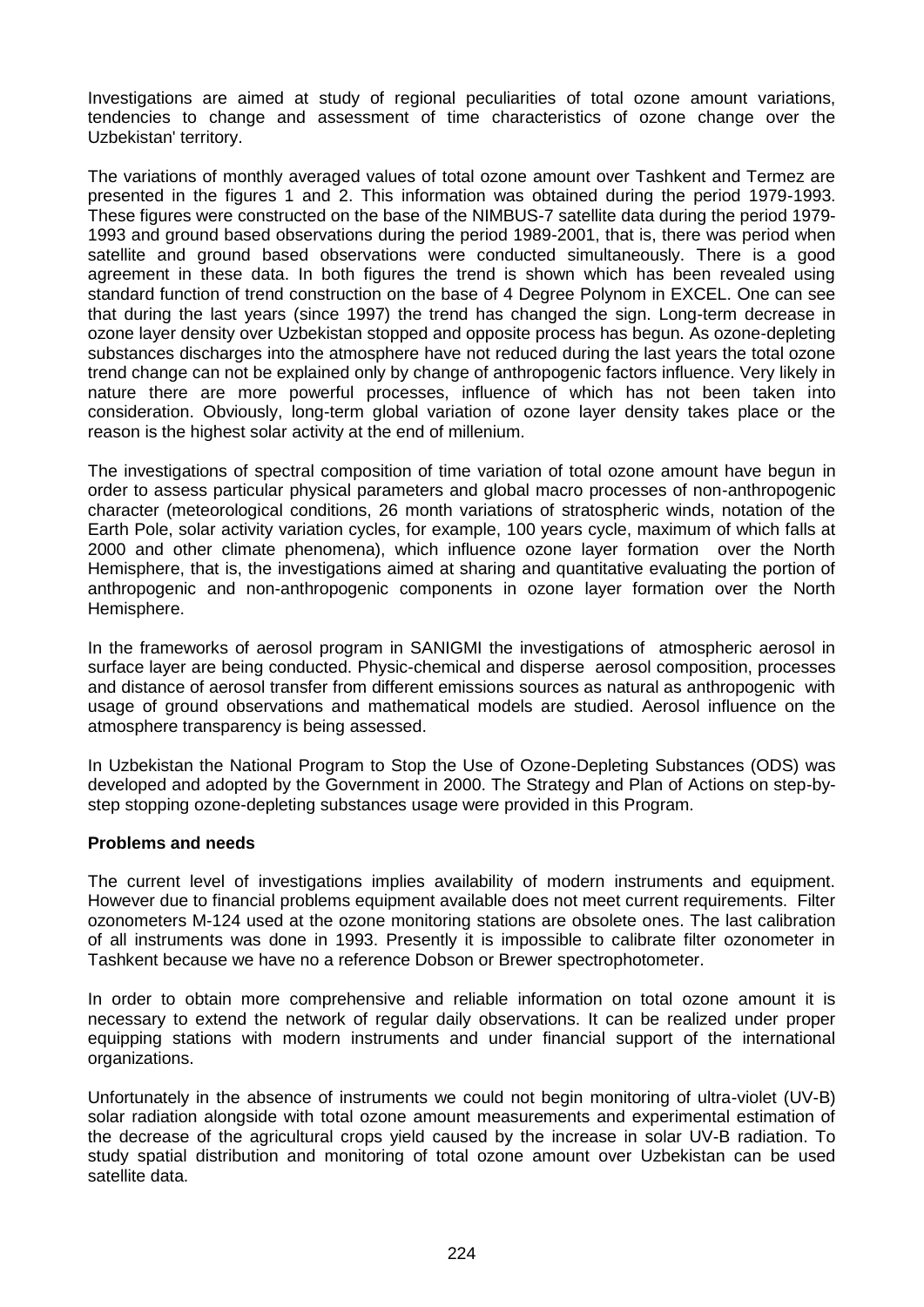Investigations are aimed at study of regional peculiarities of total ozone amount variations, tendencies to change and assessment of time characteristics of ozone change over the Uzbekistan' territory.

The variations of monthly averaged values of total ozone amount over Tashkent and Termez are presented in the figures 1 and 2. This information was obtained during the period 1979-1993. These figures were constructed on the base of the NIMBUS-7 satellite data during the period 1979-1993 and ground based observations during the period 1989-2001, that is, there was period when satellite and ground based observations were conducted simultaneously. There is a good agreement in these data. In both figures the trend is shown which has been revealed using standard function of trend construction on the base of 4 Degree Polynom in EXCEL. One can see that during the last years (since 1997) the trend has changed the sign. Long-term decrease in ozone layer density over Uzbekistan stopped and opposite process has begun. As ozone-depleting substances discharges into the atmosphere have not reduced during the last years the total ozone trend change can not be explained only by change of anthropogenic factors influence. Very likely in nature there are more powerful processes, influence of which has not been taken into consideration. Obviously, long-term global variation of ozone layer density takes place or the reason is the highest solar activity at the end of millenium.

The investigations of spectral composition of time variation of total ozone amount have begun in order to assess particular physical parameters and global macro processes of non-anthropogenic character (meteorological conditions, 26 month variations of stratospheric winds, notation of the Earth Pole, solar activity variation cycles, for example, 100 years cycle, maximum of which falls at 2000 and other climate phenomena), which influence ozone layer formation over the North Hemisphere, that is, the investigations aimed at sharing and quantitative evaluating the portion of anthropogenic and non-anthropogenic components in ozone layer formation over the North Hemisphere.

In the frameworks of aerosol program in SANIGMI the investigations of atmospheric aerosol in surface layer are being conducted. Physic-chemical and disperse aerosol composition, processes and distance of aerosol transfer from different emissions sources as natural as anthropogenic with usage of ground observations and mathematical models are studied. Aerosol influence on the atmosphere transparency is being assessed.

In Uzbekistan the National Program to Stop the Use of Ozone-Depleting Substances (ODS) was developed and adopted by the Government in 2000. The Strategy and Plan of Actions on step-by-step stopping ozone-depleting substances usage were provided in this Program.

**Problems and needs**

The current level of investigations implies availability of modern instruments and equipment. However due to financial problems equipment available does not meet current requirements. Filter ozonometers M-124 used at the ozone monitoring stations are obsolete ones. The last calibration of all instruments was done in 1993. Presently it is impossible to calibrate filter ozonometer in Tashkent because we have no a reference Dobson or Brewer spectrophotometer.

In order to obtain more comprehensive and reliable information on total ozone amount it is necessary to extend the network of regular daily observations. It can be realized under proper equipping stations with modern instruments and under financial support of the international organizations.

Unfortunately in the absence of instruments we could not begin monitoring of ultra-violet (UV-B) solar radiation alongside with total ozone amount measurements and experimental estimation of the decrease of the agricultural crops yield caused by the increase in solar UV-B radiation. To study spatial distribution and monitoring of total ozone amount over Uzbekistan can be used satellite data.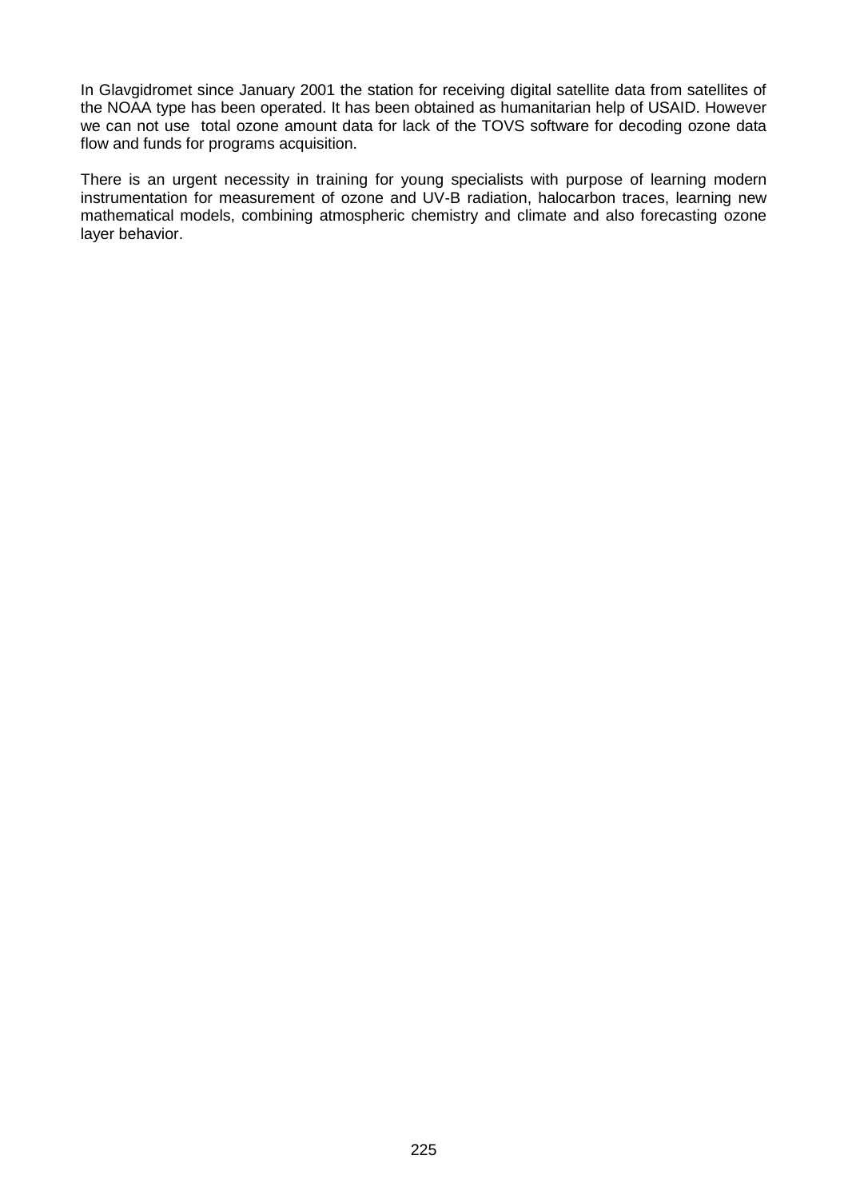In Glavgidromet since January 2001 the station for receiving digital satellite data from satellites of the NOAA type has been operated. It has been obtained as humanitarian help of USAID. However we can not use total ozone amount data for lack of the TOVS software for decoding ozone data flow and funds for programs acquisition.

There is an urgent necessity in training for young specialists with purpose of learning modern instrumentation for measurement of ozone and UV-B radiation, halocarbon traces, learning new mathematical models, combining atmospheric chemistry and climate and also forecasting ozone layer behavior.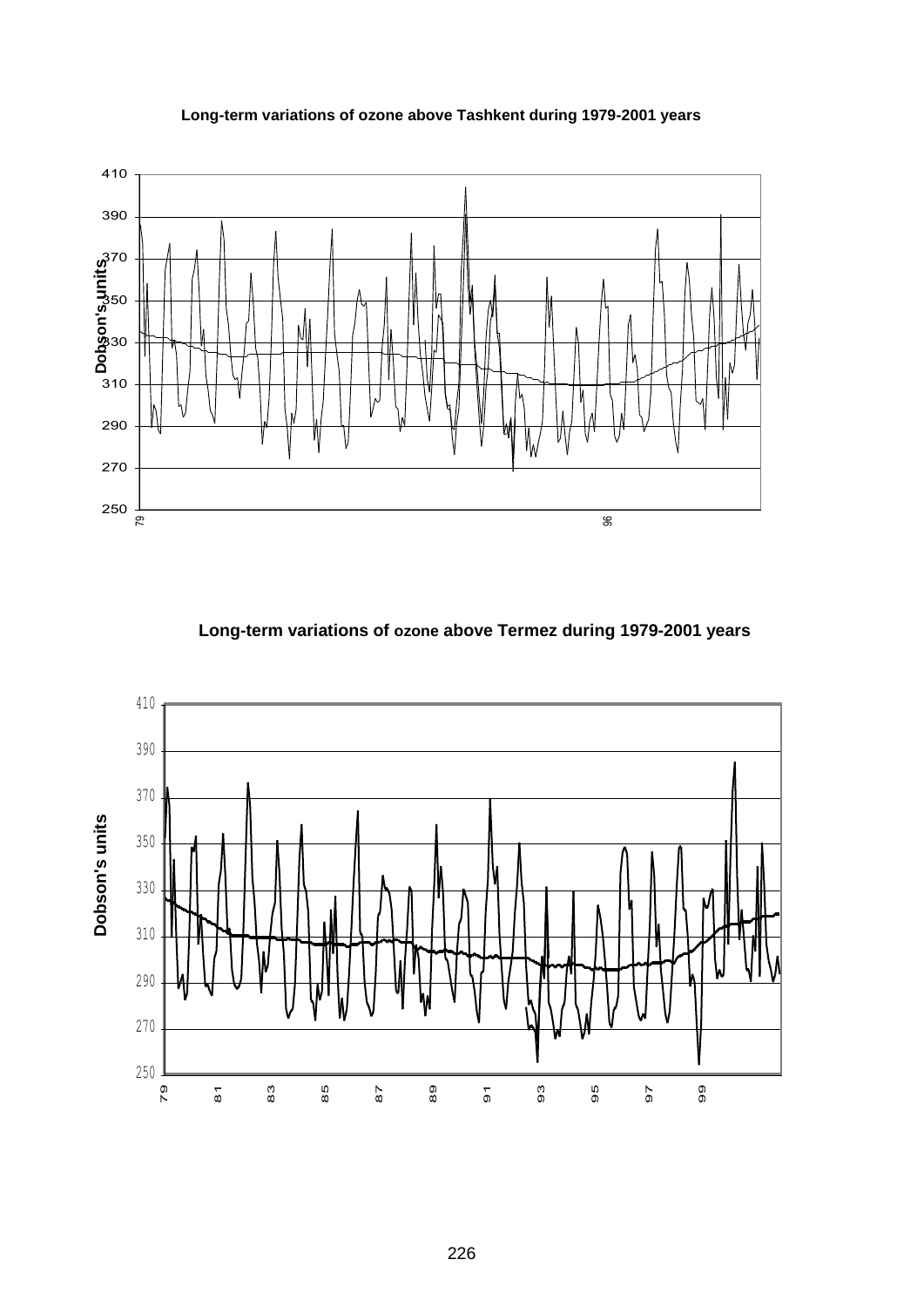**Long-term variations of ozone above Tashkent during 1979-2001 years**

Dobson's units

410
390
370
350
330
310
290
270
250

79
96

**Long-term variations of ozone above Termez during 1979-2001 years**

Dobson's units

410
390
370
350
330
310
290
270
250

79
81
83
85
87
89
91
93
95
97
99